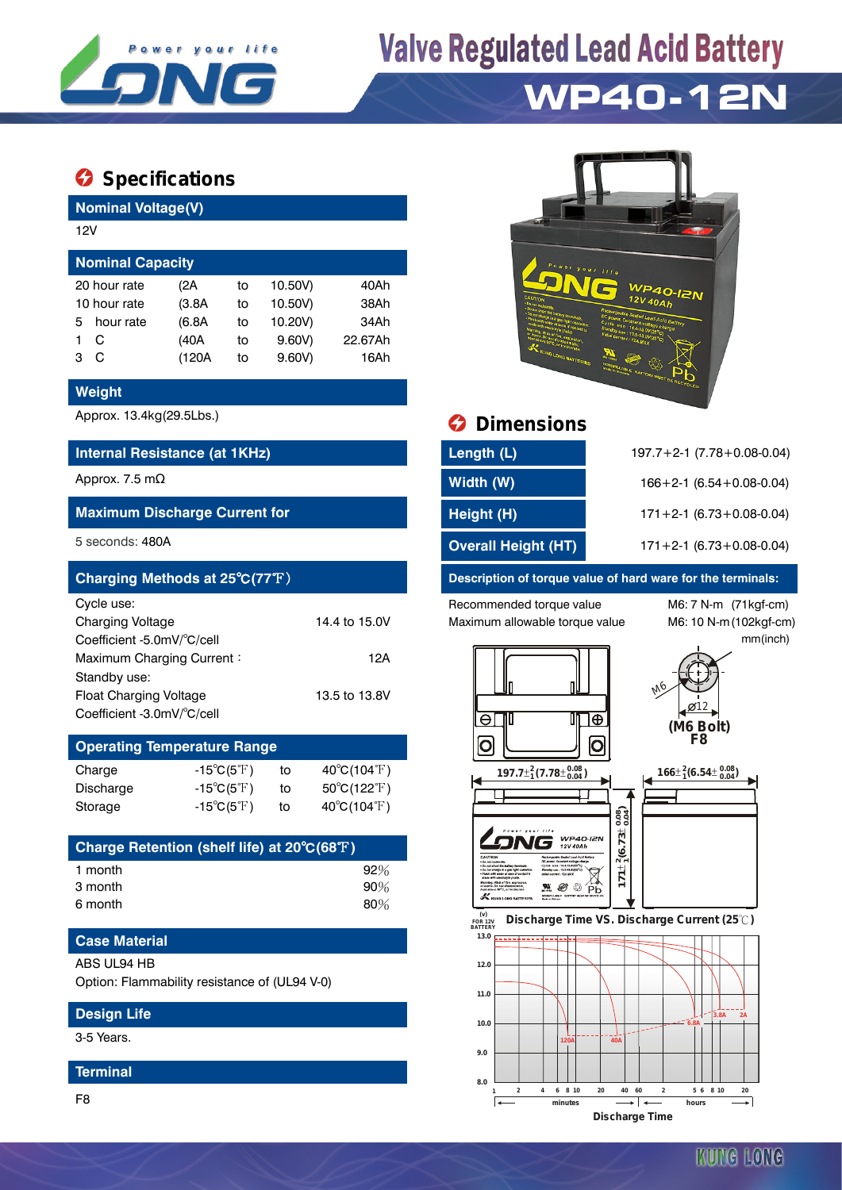# Valve Regulated Lead Acid Battery

## WP40-12N

## Specifications

### Nominal Voltage(V)

12V

### Nominal Capacity

| | | | | |
|---|---|---|---|---|
| 20 hour rate | (2A | to | 10.50V) | 40Ah |
| 10 hour rate | (3.8A | to | 10.50V) | 38Ah |
| 5 hour rate | (6.8A | to | 10.20V) | 34Ah |
| 1 C | (40A | to | 9.60V) | 22.67Ah |
| 3 C | (120A | to | 9.60V) | 16Ah |

### Weight

Approx. 13.4kg(29.5Lbs.)

### Internal Resistance (at 1KHz)

Approx. 7.5 mΩ

### Maximum Discharge Current for

5 seconds: 480A

### Charging Methods at 25℃(77℉)

Cycle use:

| | |
|---|---|
| Charging Voltage | 14.4 to 15.0V |
| Coefficient -5.0mV/℃/cell | |
| Maximum Charging Current： | 12A |

Standby use:

| | |
|---|---|
| Float Charging Voltage | 13.5 to 13.8V |
| Coefficient -3.0mV/℃/cell | |

### Operating Temperature Range

| | | | |
|---|---|---|---|
| Charge | -15℃(5℉) | to | 40℃(104℉) |
| Discharge | -15℃(5℉) | to | 50℃(122℉) |
| Storage | -15℃(5℉) | to | 40℃(104℉) |

### Charge Retention (shelf life) at 20℃(68℉)

| | |
|---|---|
| 1 month | 92% |
| 3 month | 90% |
| 6 month | 80% |

### Case Material

ABS UL94 HB

Option: Flammability resistance of (UL94 V-0)

### Design Life

3-5 Years.

### Terminal

F8

## Dimensions

| | |
|---|---|
| Length (L) | 197.7+2-1 (7.78+0.08-0.04) |
| Width (W) | 166+2-1 (6.54+0.08-0.04) |
| Height (H) | 171+2-1 (6.73+0.08-0.04) |
| Overall Height (HT) | 171+2-1 (6.73+0.08-0.04) |

### Description of torque value of hard ware for the terminals:

| | |
|---|---|
| Recommended torque value | M6: 7 N-m (71kgf-cm) |
| Maximum allowable torque value | M6: 10 N-m (102kgf-cm) |

mm(inch)

(M6 Bolt) F8

### Discharge Time VS. Discharge Current (25℃)

Discharge Time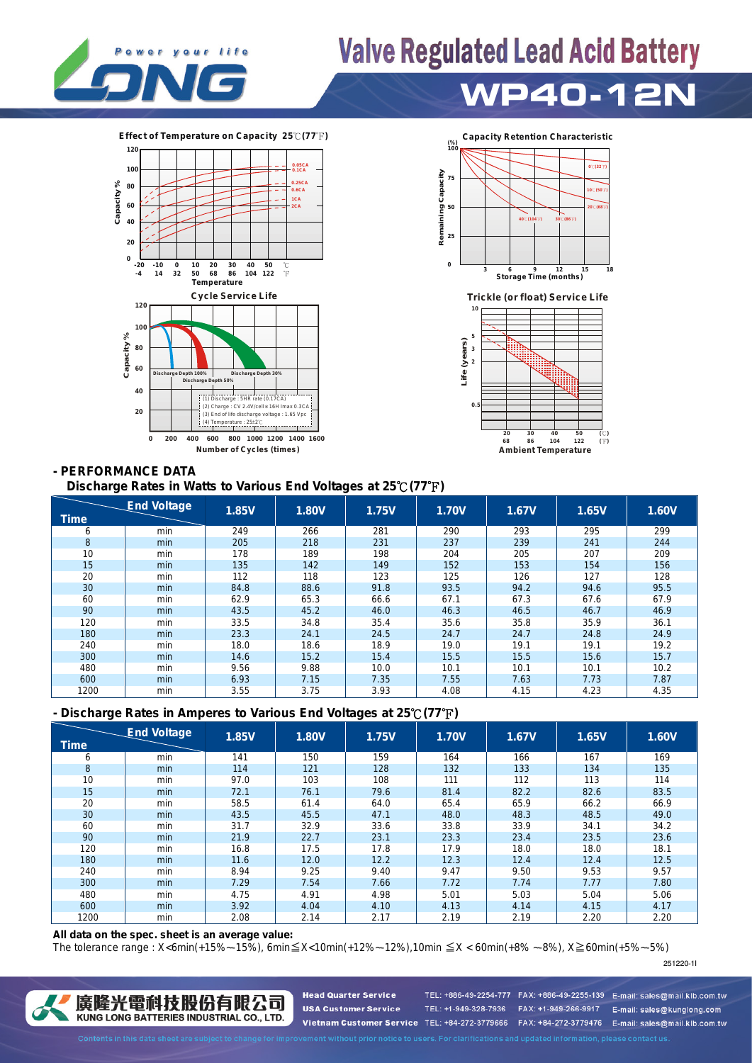Power your life

LONG

# Valve Regulated Lead Acid Battery

# WP40-12N

Effect of Temperature on Capacity 25℃(77℉)

120
100
80
60
40
20
0

Capacity %

0.05CA
0.1CA
0.25CA
0.6CA
1CA
2CA

-20 -10 0 10 20 30 40 50 ℃
-4 14 32 50 68 86 104 122 ℉
Temperature

Capacity Retention Characteristic

(%) 100
75
50
25
0

Remaining Capacity

0℃(32℉)
10℃(50℉)
20℃(68℉)
30℃(86℉)
40℃(104℉)

3 6 9 12 15 18
Storage Time (months)

Cycle Service Life

120
100
80
60
40
20

Capacity %

Discharge Depth 100%
Discharge Depth 50%
Discharge Depth 30%

(1) Discharge : 5HR rate (0.17CA)
(2) Charge : CV 2.4V/cell×16H Imax 0.3CA
(3) End of life discharge voltage : 1.65 Vpc
(4) Temperature : 25±2℃

0 200 400 600 800 1000 1200 1400 1600
Number of Cycles (times)

Trickle (or float) Service Life

10
5
3
2
0.5

Life (years)

20 30 40 50 (℃)
68 86 104 122 (℉)
Ambient Temperature

## - PERFORMANCE DATA

### Discharge Rates in Watts to Various End Voltages at 25℃(77℉)

| Time | | 1.85V | 1.80V | 1.75V | 1.70V | 1.67V | 1.65V | 1.60V |
|---|---|---|---|---|---|---|---|---|
| 6 | min | 249 | 266 | 281 | 290 | 293 | 295 | 299 |
| 8 | min | 205 | 218 | 231 | 237 | 239 | 241 | 244 |
| 10 | min | 178 | 189 | 198 | 204 | 205 | 207 | 209 |
| 15 | min | 135 | 142 | 149 | 152 | 153 | 154 | 156 |
| 20 | min | 112 | 118 | 123 | 125 | 126 | 127 | 128 |
| 30 | min | 84.8 | 88.6 | 91.8 | 93.5 | 94.2 | 94.6 | 95.5 |
| 60 | min | 62.9 | 65.3 | 66.6 | 67.1 | 67.3 | 67.6 | 67.9 |
| 90 | min | 43.5 | 45.2 | 46.0 | 46.3 | 46.5 | 46.7 | 46.9 |
| 120 | min | 33.5 | 34.8 | 35.4 | 35.6 | 35.8 | 35.9 | 36.1 |
| 180 | min | 23.3 | 24.1 | 24.5 | 24.7 | 24.7 | 24.8 | 24.9 |
| 240 | min | 18.0 | 18.6 | 18.9 | 19.0 | 19.1 | 19.1 | 19.2 |
| 300 | min | 14.6 | 15.2 | 15.4 | 15.5 | 15.5 | 15.6 | 15.7 |
| 480 | min | 9.56 | 9.88 | 10.0 | 10.1 | 10.1 | 10.1 | 10.2 |
| 600 | min | 6.93 | 7.15 | 7.35 | 7.55 | 7.63 | 7.73 | 7.87 |
| 1200 | min | 3.55 | 3.75 | 3.93 | 4.08 | 4.15 | 4.23 | 4.35 |

### - Discharge Rates in Amperes to Various End Voltages at 25℃(77℉)

| Time | | 1.85V | 1.80V | 1.75V | 1.70V | 1.67V | 1.65V | 1.60V |
|---|---|---|---|---|---|---|---|---|
| 6 | min | 141 | 150 | 159 | 164 | 166 | 167 | 169 |
| 8 | min | 114 | 121 | 128 | 132 | 133 | 134 | 135 |
| 10 | min | 97.0 | 103 | 108 | 111 | 112 | 113 | 114 |
| 15 | min | 72.1 | 76.1 | 79.6 | 81.4 | 82.2 | 82.6 | 83.5 |
| 20 | min | 58.5 | 61.4 | 64.0 | 65.4 | 65.9 | 66.2 | 66.9 |
| 30 | min | 43.5 | 45.5 | 47.1 | 48.0 | 48.3 | 48.5 | 49.0 |
| 60 | min | 31.7 | 32.9 | 33.6 | 33.8 | 33.9 | 34.1 | 34.2 |
| 90 | min | 21.9 | 22.7 | 23.1 | 23.3 | 23.4 | 23.5 | 23.6 |
| 120 | min | 16.8 | 17.5 | 17.8 | 17.9 | 18.0 | 18.0 | 18.1 |
| 180 | min | 11.6 | 12.0 | 12.2 | 12.3 | 12.4 | 12.4 | 12.5 |
| 240 | min | 8.94 | 9.25 | 9.40 | 9.47 | 9.50 | 9.53 | 9.57 |
| 300 | min | 7.29 | 7.54 | 7.66 | 7.72 | 7.74 | 7.77 | 7.80 |
| 480 | min | 4.75 | 4.91 | 4.98 | 5.01 | 5.03 | 5.04 | 5.06 |
| 600 | min | 3.92 | 4.04 | 4.10 | 4.13 | 4.14 | 4.15 | 4.17 |
| 1200 | min | 2.08 | 2.14 | 2.17 | 2.19 | 2.19 | 2.20 | 2.20 |

**All data on the spec. sheet is an average value:**
The tolerance range : X<6min(+15%~-15%), 6min≦X<10min(+12%~-12%),10min ≦X <60min(+8% ~-8%), X≧60min(+5%~-5%)

251220-1I

廣隆光電科技股份有限公司
KUNG LONG BATTERIES INDUSTRIAL CO., LTD.

| | | | |
|---|---|---|---|
| Head Quarter Service | TEL: +886-49-2254-777 | FAX: +886-49-2255-139 | E-mail: sales@mail.klb.com.tw |
| USA Customer Service | TEL: +1-949-328-7936 | FAX: +1-949-266-9917 | E-mail: sales@kunglong.com |
| Vietnam Customer Service | TEL: +84-272-3779666 | FAX: +84-272-3779476 | E-mail: sales@mail.klb.com.tw |

Contents in this data sheet are subject to change for improvement without prior notice to users. For clarifications and updated information, please contact us.